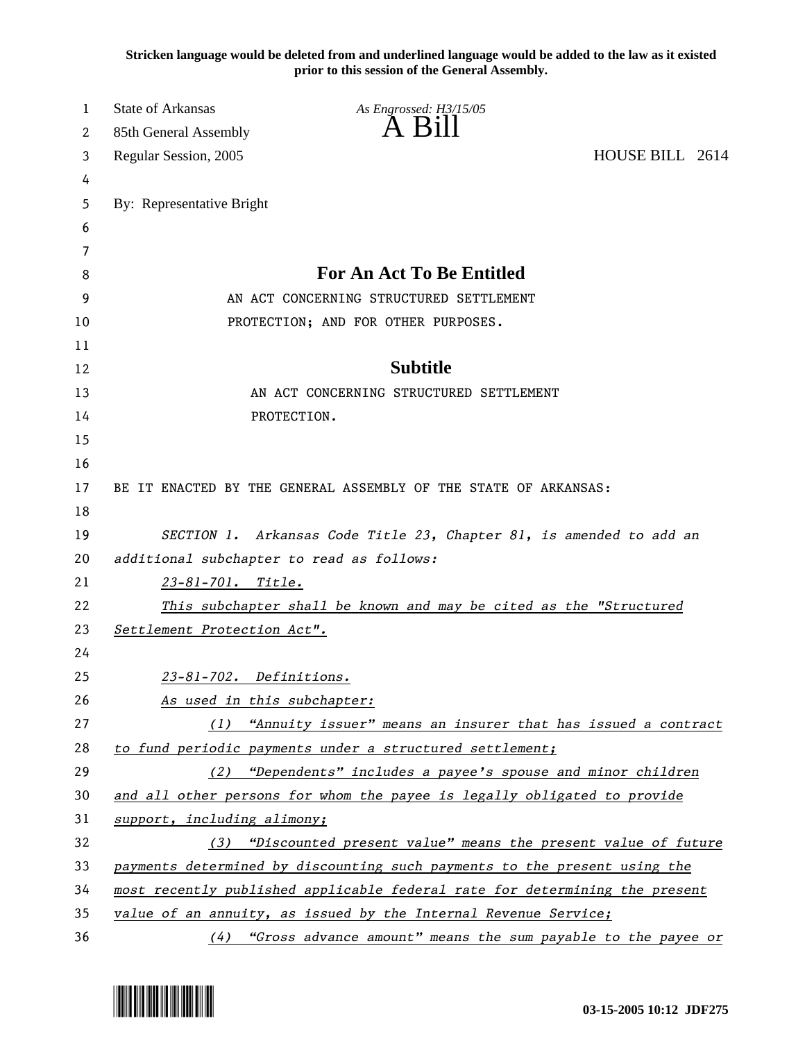**Stricken language would be deleted from and underlined language would be added to the law as it existed prior to this session of the General Assembly.**

State of Arkansas
85th General Assembly
Regular Session, 2005

*As Engrossed: H3/15/05*

# A Bill

HOUSE BILL 2614

By: Representative Bright

## For An Act To Be Entitled

AN ACT CONCERNING STRUCTURED SETTLEMENT PROTECTION; AND FOR OTHER PURPOSES.

## Subtitle

AN ACT CONCERNING STRUCTURED SETTLEMENT PROTECTION.

BE IT ENACTED BY THE GENERAL ASSEMBLY OF THE STATE OF ARKANSAS:

*SECTION 1. Arkansas Code Title 23, Chapter 81, is amended to add an additional subchapter to read as follows:*

*23-81-701. Title.*

*This subchapter shall be known and may be cited as the "Structured Settlement Protection Act".*

*23-81-702. Definitions.*

*As used in this subchapter:*

*(1) "Annuity issuer" means an insurer that has issued a contract to fund periodic payments under a structured settlement;*

*(2) "Dependents" includes a payee's spouse and minor children and all other persons for whom the payee is legally obligated to provide support, including alimony;*

*(3) "Discounted present value" means the present value of future payments determined by discounting such payments to the present using the most recently published applicable federal rate for determining the present value of an annuity, as issued by the Internal Revenue Service;*

*(4) "Gross advance amount" means the sum payable to the payee or*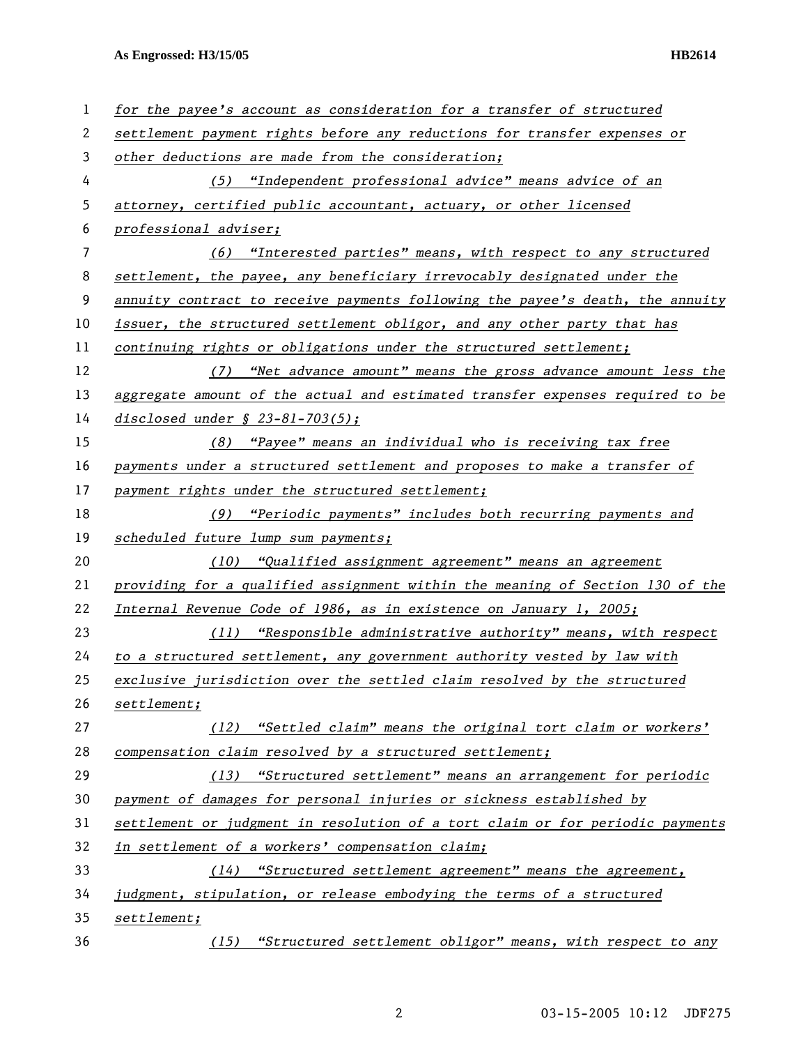*for the payee's account as consideration for a transfer of structured settlement payment rights before any reductions for transfer expenses or other deductions are made from the consideration;*

*(5) "Independent professional advice" means advice of an attorney, certified public accountant, actuary, or other licensed professional adviser;*

*(6) "Interested parties" means, with respect to any structured settlement, the payee, any beneficiary irrevocably designated under the annuity contract to receive payments following the payee's death, the annuity issuer, the structured settlement obligor, and any other party that has continuing rights or obligations under the structured settlement;*

*(7) "Net advance amount" means the gross advance amount less the aggregate amount of the actual and estimated transfer expenses required to be disclosed under § 23-81-703(5);*

*(8) "Payee" means an individual who is receiving tax free payments under a structured settlement and proposes to make a transfer of payment rights under the structured settlement;*

*(9) "Periodic payments" includes both recurring payments and scheduled future lump sum payments;*

*(10) "Qualified assignment agreement" means an agreement providing for a qualified assignment within the meaning of Section 130 of the Internal Revenue Code of 1986, as in existence on January 1, 2005;*

*(11) "Responsible administrative authority" means, with respect to a structured settlement, any government authority vested by law with exclusive jurisdiction over the settled claim resolved by the structured settlement;*

*(12) "Settled claim" means the original tort claim or workers' compensation claim resolved by a structured settlement;*

*(13) "Structured settlement" means an arrangement for periodic payment of damages for personal injuries or sickness established by settlement or judgment in resolution of a tort claim or for periodic payments in settlement of a workers' compensation claim;*

*(14) "Structured settlement agreement" means the agreement, judgment, stipulation, or release embodying the terms of a structured settlement;*

*(15) "Structured settlement obligor" means, with respect to any*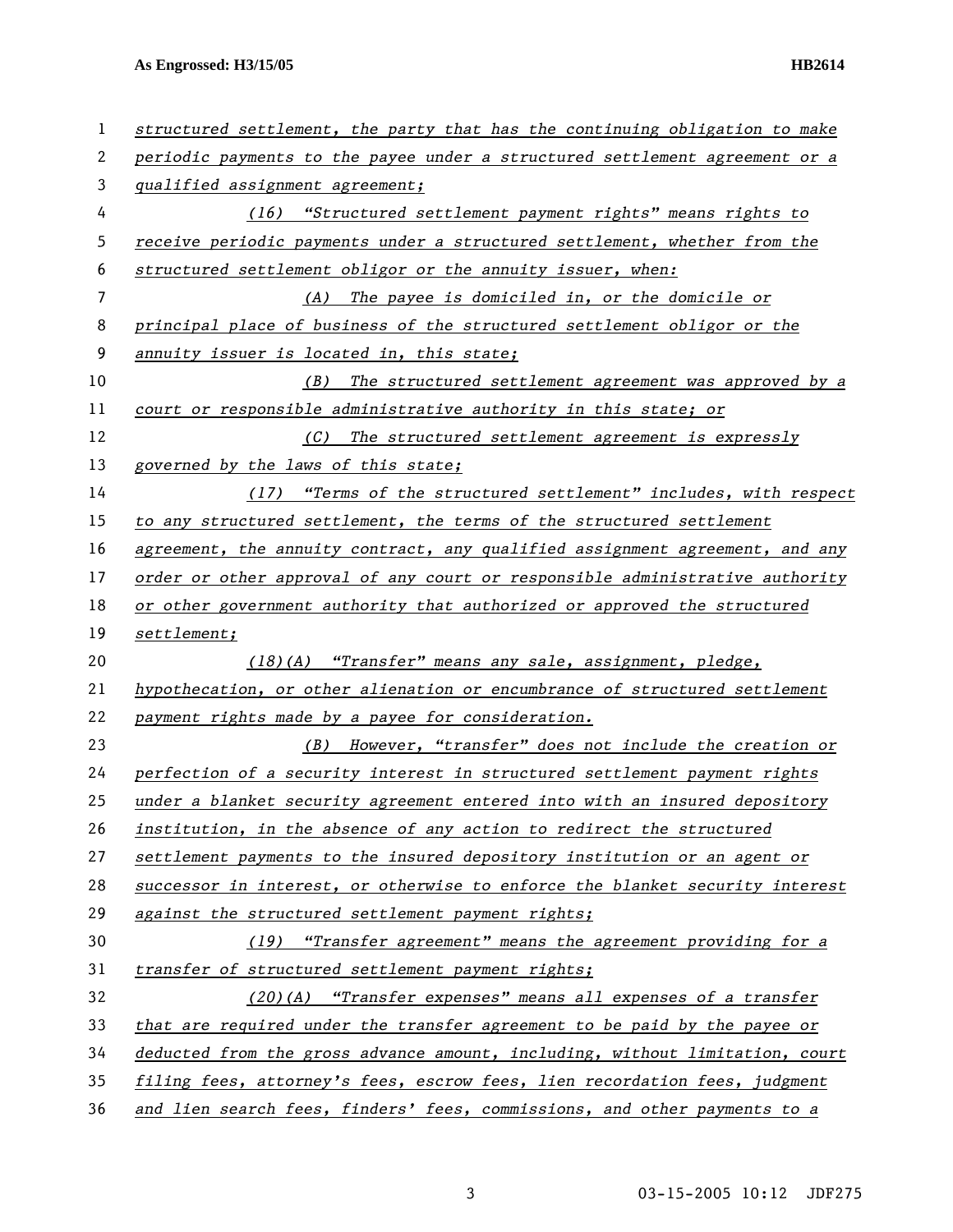*structured settlement, the party that has the continuing obligation to make periodic payments to the payee under a structured settlement agreement or a qualified assignment agreement;*

*(16) "Structured settlement payment rights" means rights to receive periodic payments under a structured settlement, whether from the structured settlement obligor or the annuity issuer, when:*

*(A) The payee is domiciled in, or the domicile or principal place of business of the structured settlement obligor or the annuity issuer is located in, this state;*

*(B) The structured settlement agreement was approved by a court or responsible administrative authority in this state; or*

*(C) The structured settlement agreement is expressly governed by the laws of this state;*

*(17) "Terms of the structured settlement" includes, with respect to any structured settlement, the terms of the structured settlement agreement, the annuity contract, any qualified assignment agreement, and any order or other approval of any court or responsible administrative authority or other government authority that authorized or approved the structured settlement;*

*(18)(A) "Transfer" means any sale, assignment, pledge, hypothecation, or other alienation or encumbrance of structured settlement payment rights made by a payee for consideration.*

*(B) However, "transfer" does not include the creation or perfection of a security interest in structured settlement payment rights under a blanket security agreement entered into with an insured depository institution, in the absence of any action to redirect the structured settlement payments to the insured depository institution or an agent or successor in interest, or otherwise to enforce the blanket security interest against the structured settlement payment rights;*

*(19) "Transfer agreement" means the agreement providing for a transfer of structured settlement payment rights;*

*(20)(A) "Transfer expenses" means all expenses of a transfer that are required under the transfer agreement to be paid by the payee or deducted from the gross advance amount, including, without limitation, court filing fees, attorney's fees, escrow fees, lien recordation fees, judgment and lien search fees, finders' fees, commissions, and other payments to a*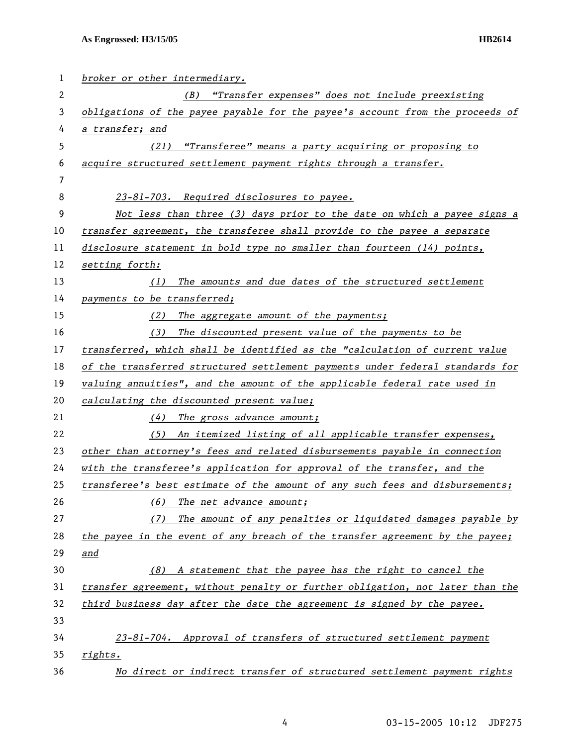broker or other intermediary.

(B) "Transfer expenses" does not include preexisting obligations of the payee payable for the payee's account from the proceeds of a transfer; and

(21) "Transferee" means a party acquiring or proposing to acquire structured settlement payment rights through a transfer.

23-81-703. Required disclosures to payee.

Not less than three (3) days prior to the date on which a payee signs a transfer agreement, the transferee shall provide to the payee a separate disclosure statement in bold type no smaller than fourteen (14) points, setting forth:

(1) The amounts and due dates of the structured settlement payments to be transferred;

(2) The aggregate amount of the payments;

(3) The discounted present value of the payments to be transferred, which shall be identified as the "calculation of current value of the transferred structured settlement payments under federal standards for valuing annuities", and the amount of the applicable federal rate used in calculating the discounted present value;

(4) The gross advance amount;

(5) An itemized listing of all applicable transfer expenses, other than attorney's fees and related disbursements payable in connection with the transferee's application for approval of the transfer, and the transferee's best estimate of the amount of any such fees and disbursements;

(6) The net advance amount;

(7) The amount of any penalties or liquidated damages payable by the payee in the event of any breach of the transfer agreement by the payee; and

(8) A statement that the payee has the right to cancel the transfer agreement, without penalty or further obligation, not later than the third business day after the date the agreement is signed by the payee.

23-81-704. Approval of transfers of structured settlement payment rights.

No direct or indirect transfer of structured settlement payment rights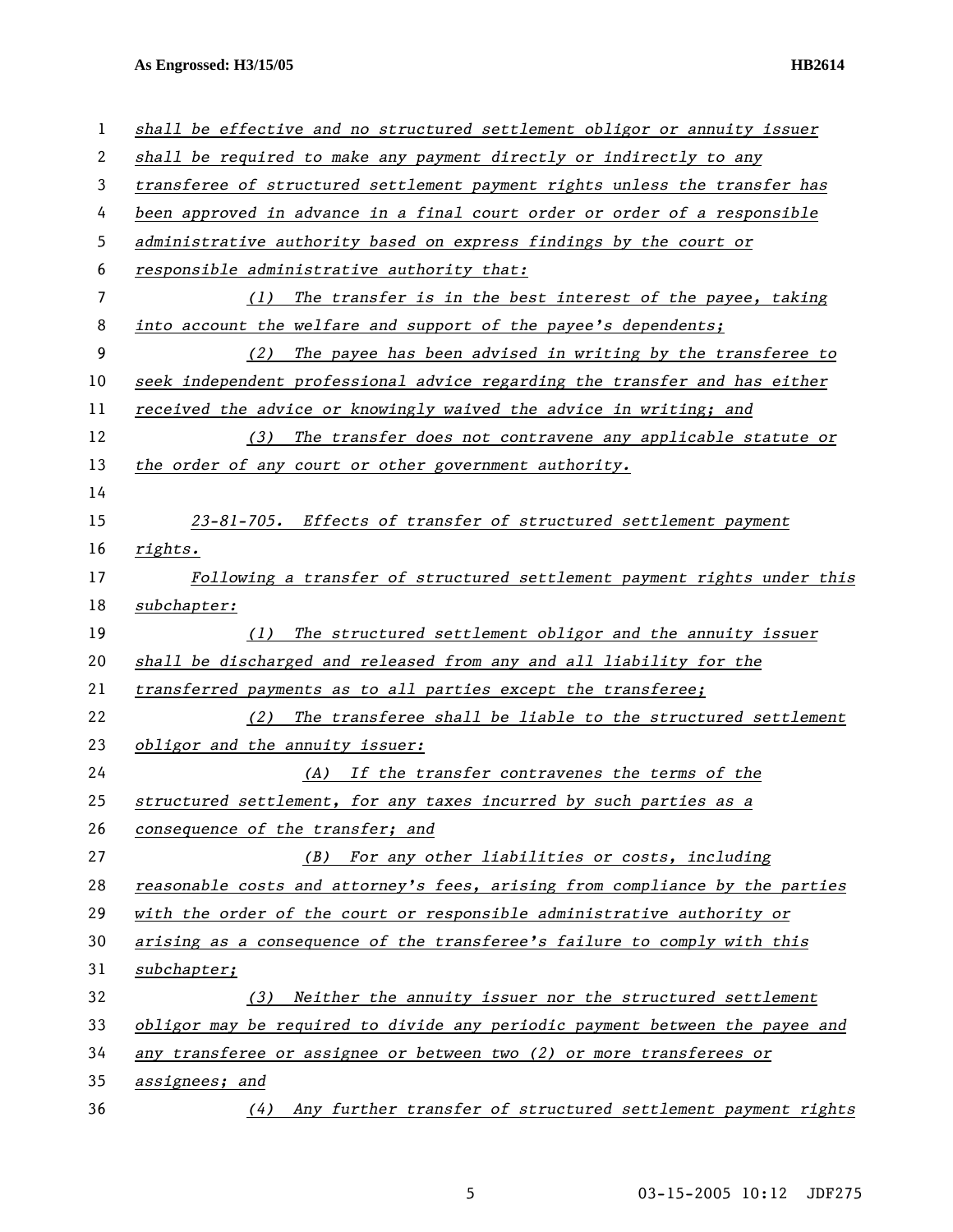*shall be effective and no structured settlement obligor or annuity issuer shall be required to make any payment directly or indirectly to any transferee of structured settlement payment rights unless the transfer has been approved in advance in a final court order or order of a responsible administrative authority based on express findings by the court or responsible administrative authority that:*

*(1) The transfer is in the best interest of the payee, taking into account the welfare and support of the payee's dependents;*

*(2) The payee has been advised in writing by the transferee to seek independent professional advice regarding the transfer and has either received the advice or knowingly waived the advice in writing; and*

*(3) The transfer does not contravene any applicable statute or the order of any court or other government authority.*

*23-81-705. Effects of transfer of structured settlement payment rights.*

*Following a transfer of structured settlement payment rights under this subchapter:*

*(1) The structured settlement obligor and the annuity issuer shall be discharged and released from any and all liability for the transferred payments as to all parties except the transferee;*

*(2) The transferee shall be liable to the structured settlement obligor and the annuity issuer:*

*(A) If the transfer contravenes the terms of the structured settlement, for any taxes incurred by such parties as a consequence of the transfer; and*

*(B) For any other liabilities or costs, including reasonable costs and attorney's fees, arising from compliance by the parties with the order of the court or responsible administrative authority or arising as a consequence of the transferee's failure to comply with this subchapter;*

*(3) Neither the annuity issuer nor the structured settlement obligor may be required to divide any periodic payment between the payee and any transferee or assignee or between two (2) or more transferees or assignees; and*

*(4) Any further transfer of structured settlement payment rights*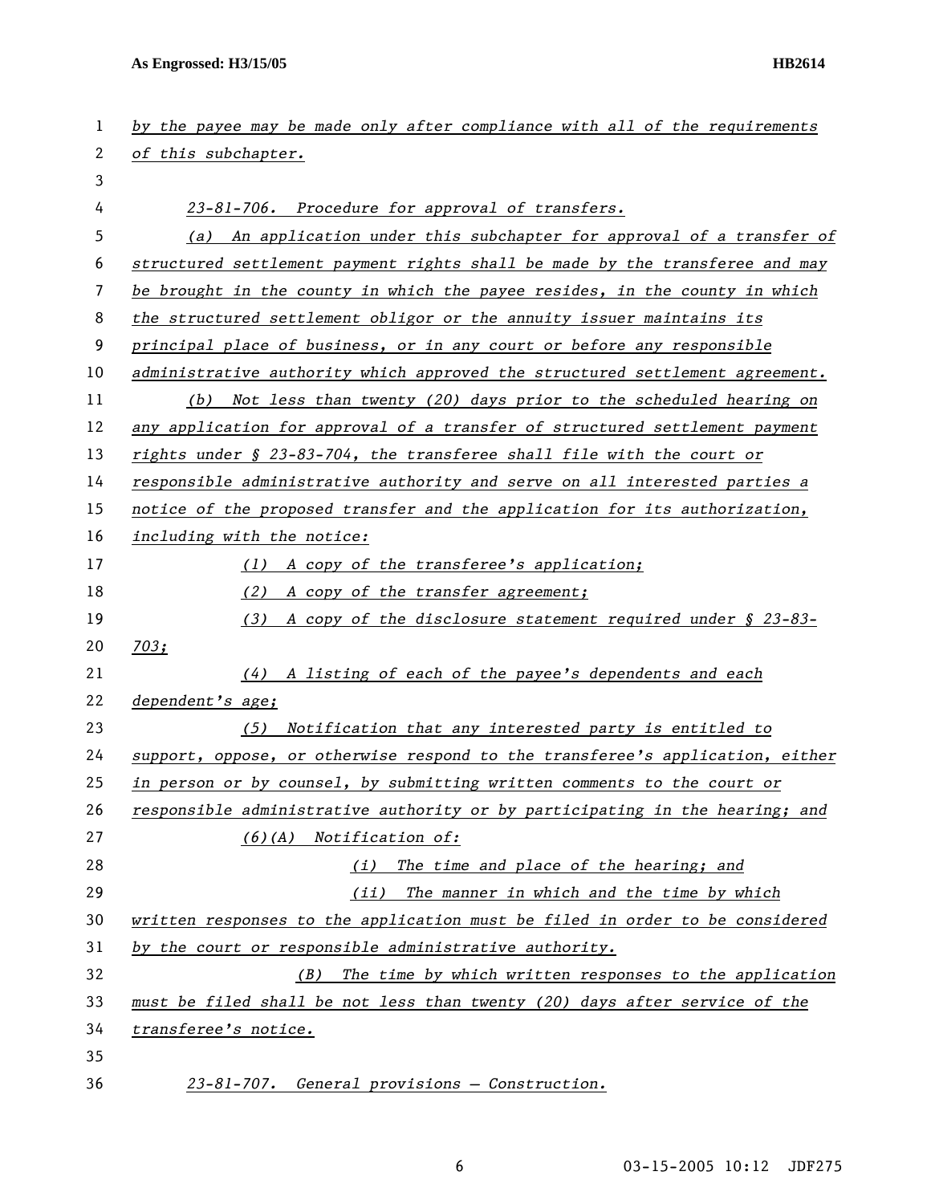*by the payee may be made only after compliance with all of the requirements of this subchapter.*

*23-81-706. Procedure for approval of transfers.*

*(a) An application under this subchapter for approval of a transfer of structured settlement payment rights shall be made by the transferee and may be brought in the county in which the payee resides, in the county in which the structured settlement obligor or the annuity issuer maintains its principal place of business, or in any court or before any responsible administrative authority which approved the structured settlement agreement.*

*(b) Not less than twenty (20) days prior to the scheduled hearing on any application for approval of a transfer of structured settlement payment rights under § 23-83-704, the transferee shall file with the court or responsible administrative authority and serve on all interested parties a notice of the proposed transfer and the application for its authorization, including with the notice:*

*(1) A copy of the transferee's application;*

*(2) A copy of the transfer agreement;*

*(3) A copy of the disclosure statement required under § 23-83-703;*

*(4) A listing of each of the payee's dependents and each dependent's age;*

*(5) Notification that any interested party is entitled to support, oppose, or otherwise respond to the transferee's application, either in person or by counsel, by submitting written comments to the court or responsible administrative authority or by participating in the hearing; and*

*(6)(A) Notification of:*

*(i) The time and place of the hearing; and*

*(ii) The manner in which and the time by which written responses to the application must be filed in order to be considered by the court or responsible administrative authority.*

*(B) The time by which written responses to the application must be filed shall be not less than twenty (20) days after service of the transferee's notice.*

*23-81-707. General provisions – Construction.*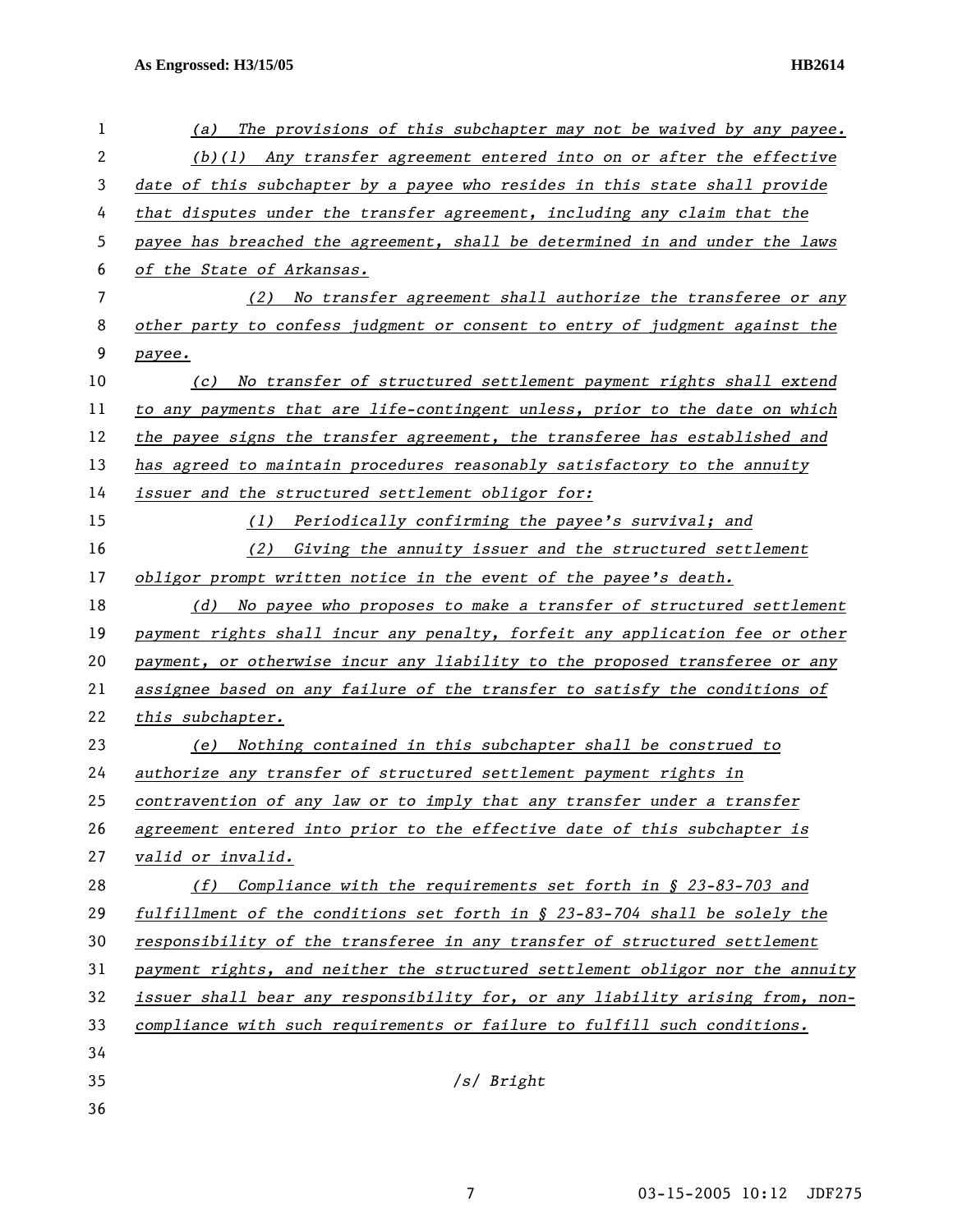*(a) The provisions of this subchapter may not be waived by any payee.*

*(b)(1) Any transfer agreement entered into on or after the effective date of this subchapter by a payee who resides in this state shall provide that disputes under the transfer agreement, including any claim that the payee has breached the agreement, shall be determined in and under the laws of the State of Arkansas.*

*(2) No transfer agreement shall authorize the transferee or any other party to confess judgment or consent to entry of judgment against the payee.*

*(c) No transfer of structured settlement payment rights shall extend to any payments that are life-contingent unless, prior to the date on which the payee signs the transfer agreement, the transferee has established and has agreed to maintain procedures reasonably satisfactory to the annuity issuer and the structured settlement obligor for:*

*(1) Periodically confirming the payee's survival; and*

*(2) Giving the annuity issuer and the structured settlement obligor prompt written notice in the event of the payee's death.*

*(d) No payee who proposes to make a transfer of structured settlement payment rights shall incur any penalty, forfeit any application fee or other payment, or otherwise incur any liability to the proposed transferee or any assignee based on any failure of the transfer to satisfy the conditions of this subchapter.*

*(e) Nothing contained in this subchapter shall be construed to authorize any transfer of structured settlement payment rights in contravention of any law or to imply that any transfer under a transfer agreement entered into prior to the effective date of this subchapter is valid or invalid.*

*(f) Compliance with the requirements set forth in § 23-83-703 and fulfillment of the conditions set forth in § 23-83-704 shall be solely the responsibility of the transferee in any transfer of structured settlement payment rights, and neither the structured settlement obligor nor the annuity issuer shall bear any responsibility for, or any liability arising from, non-compliance with such requirements or failure to fulfill such conditions.*

/s/ Bright